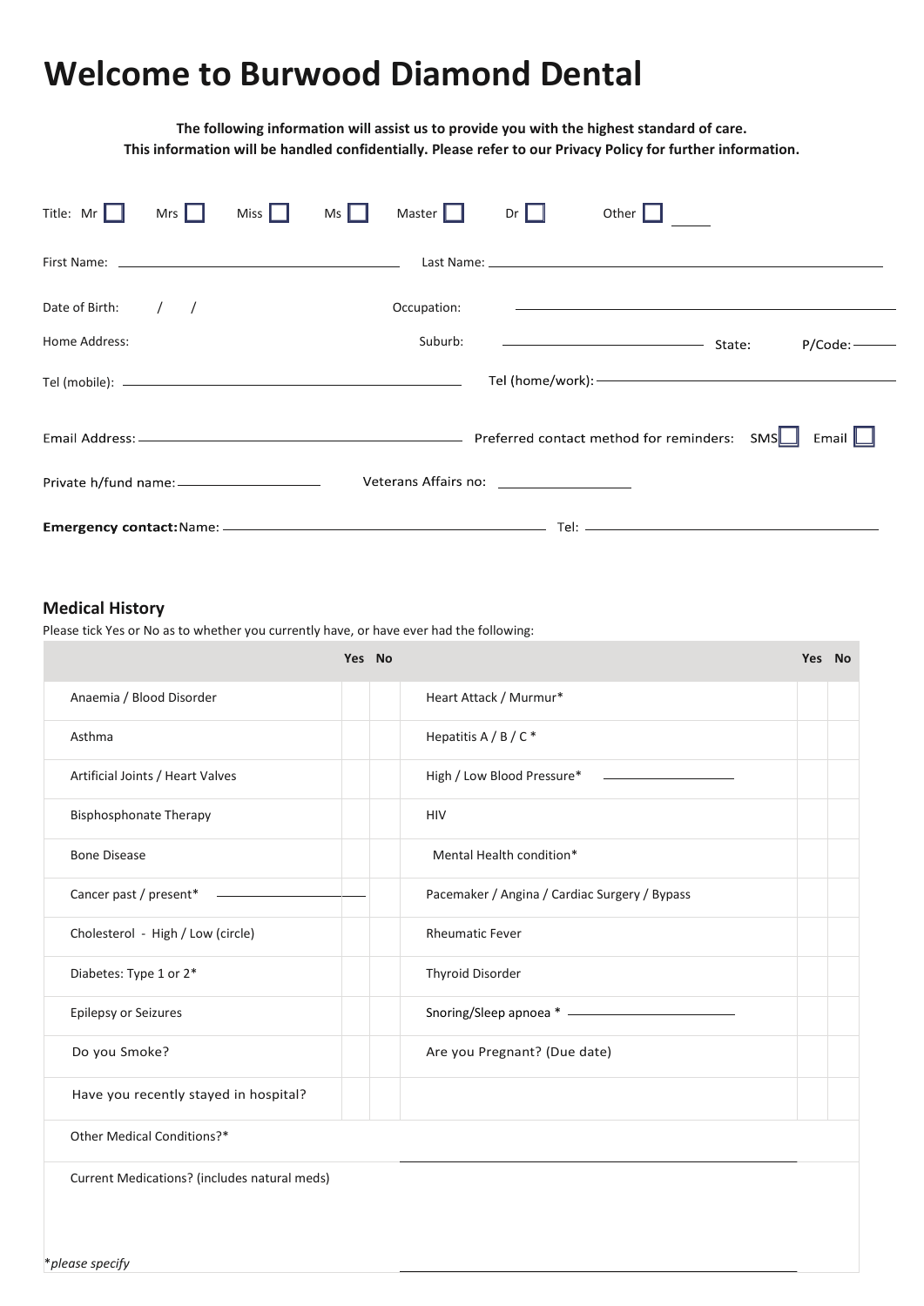# Welcome to Burwood Diamond Dental

**The following information will assist us to provide you with the highest standard of care.**
**This information will be handled confidentially. Please refer to our Privacy Policy for further information.**

Title: Mr ☐ Mrs ☐ Miss ☐ Ms ☐ Master ☐ Dr ☐ Other ☐ ______

First Name: ______________________ Last Name: ______________________

Date of Birth: / / Occupation: ______________________

Home Address: Suburb: ______________________ State: P/Code: ______

Tel (mobile): ______________________ Tel (home/work): ______________________

Email Address: ______________________ Preferred contact method for reminders: SMS ☐ Email ☐

Private h/fund name: ______________ Veterans Affairs no: ______________

**Emergency contact:** Name: ______________________ Tel: ______________________

## Medical History

Please tick Yes or No as to whether you currently have, or have ever had the following:

| | Yes | No | | Yes | No |
|---|---|---|---|---|---|
| Anaemia / Blood Disorder | | | Heart Attack / Murmur* | | |
| Asthma | | | Hepatitis A / B / C * | | |
| Artificial Joints / Heart Valves | | | High / Low Blood Pressure* ______ | | |
| Bisphosphonate Therapy | | | HIV | | |
| Bone Disease | | | Mental Health condition* | | |
| Cancer past / present* ______ | | | Pacemaker / Angina / Cardiac Surgery / Bypass | | |
| Cholesterol - High / Low (circle) | | | Rheumatic Fever | | |
| Diabetes: Type 1 or 2* | | | Thyroid Disorder | | |
| Epilepsy or Seizures | | | Snoring/Sleep apnoea * ______ | | |
| Do you Smoke? | | | Are you Pregnant? (Due date) | | |
| Have you recently stayed in hospital? | | | | | |

Other Medical Conditions?* ______________________

Current Medications? (includes natural meds) ______________________

*please specify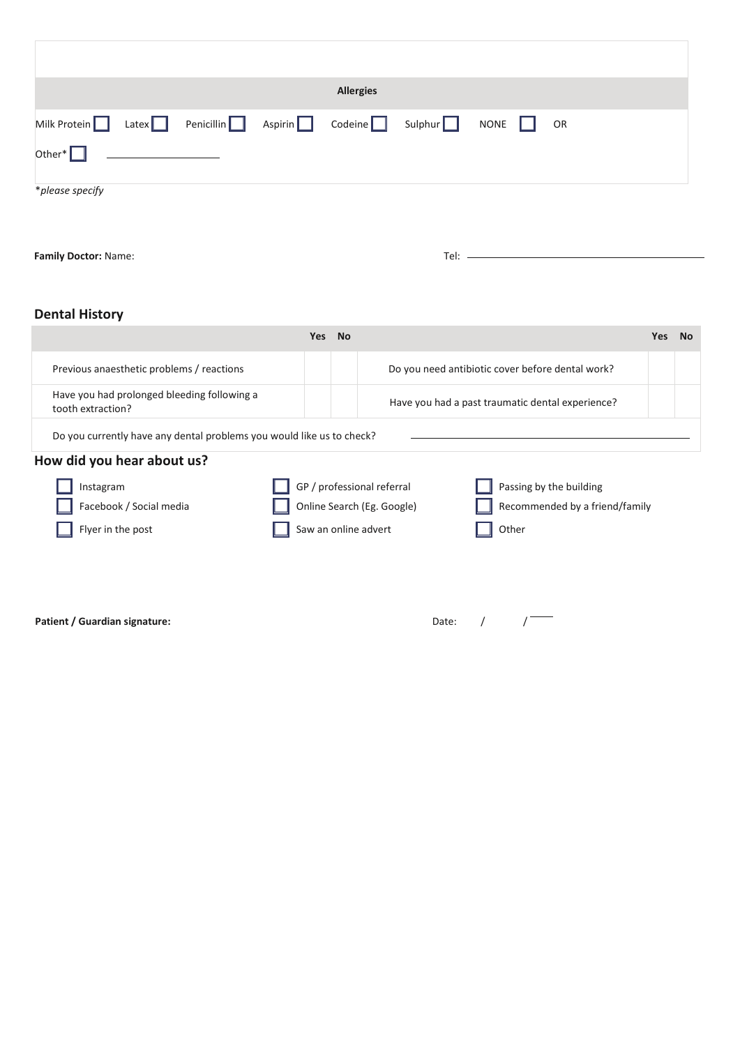**Allergies**

Milk Protein ☐ Latex ☐ Penicillin ☐ Aspirin ☐ Codeine ☐ Sulphur ☐ NONE ☐ OR

Other* ☐ ____________________

*please specify*

**Family Doctor:** Name: Tel: ____________________

## Dental History

| | Yes | No | | Yes | No |
|---|---|---|---|---|---|
| Previous anaesthetic problems / reactions | | | Do you need antibiotic cover before dental work? | | |
| Have you had prolonged bleeding following a tooth extraction? | | | Have you had a past traumatic dental experience? | | |
| Do you currently have any dental problems you would like us to check? ____________________ | | | | | |

## How did you hear about us?

☐ Instagram
☐ Facebook / Social media
☐ Flyer in the post
☐ GP / professional referral
☐ Online Search (Eg. Google)
☐ Saw an online advert
☐ Passing by the building
☐ Recommended by a friend/family
☐ Other

**Patient / Guardian signature:** Date: / /